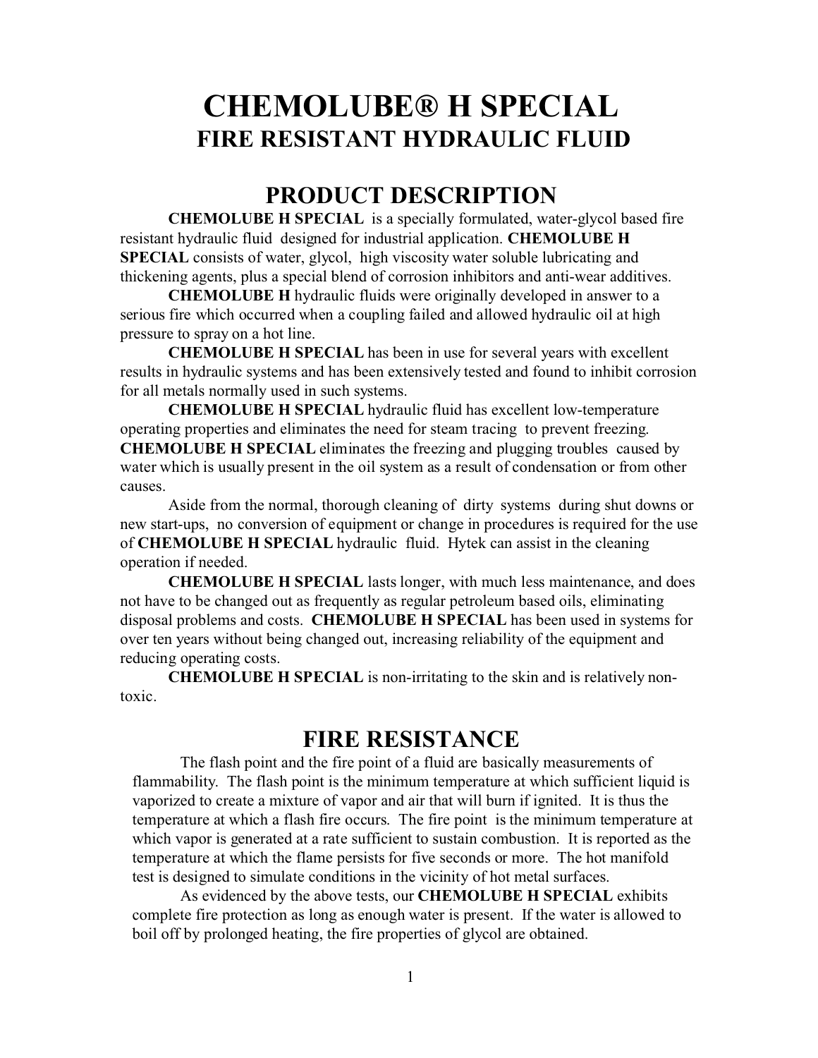# CHEMOLUBE® H SPECIAL

## FIRE RESISTANT HYDRAULIC FLUID

## PRODUCT DESCRIPTION

**CHEMOLUBE H SPECIAL** is a specially formulated, water-glycol based fire resistant hydraulic fluid designed for industrial application. **CHEMOLUBE H SPECIAL** consists of water, glycol, high viscosity water soluble lubricating and thickening agents, plus a special blend of corrosion inhibitors and anti-wear additives.

**CHEMOLUBE H** hydraulic fluids were originally developed in answer to a serious fire which occurred when a coupling failed and allowed hydraulic oil at high pressure to spray on a hot line.

**CHEMOLUBE H SPECIAL** has been in use for several years with excellent results in hydraulic systems and has been extensively tested and found to inhibit corrosion for all metals normally used in such systems.

**CHEMOLUBE H SPECIAL** hydraulic fluid has excellent low-temperature operating properties and eliminates the need for steam tracing to prevent freezing. **CHEMOLUBE H SPECIAL** eliminates the freezing and plugging troubles caused by water which is usually present in the oil system as a result of condensation or from other causes.

Aside from the normal, thorough cleaning of dirty systems during shut downs or new start-ups, no conversion of equipment or change in procedures is required for the use of **CHEMOLUBE H SPECIAL** hydraulic fluid. Hytek can assist in the cleaning operation if needed.

**CHEMOLUBE H SPECIAL** lasts longer, with much less maintenance, and does not have to be changed out as frequently as regular petroleum based oils, eliminating disposal problems and costs. **CHEMOLUBE H SPECIAL** has been used in systems for over ten years without being changed out, increasing reliability of the equipment and reducing operating costs.

**CHEMOLUBE H SPECIAL** is non-irritating to the skin and is relatively non-toxic.

## FIRE RESISTANCE

The flash point and the fire point of a fluid are basically measurements of flammability. The flash point is the minimum temperature at which sufficient liquid is vaporized to create a mixture of vapor and air that will burn if ignited. It is thus the temperature at which a flash fire occurs. The fire point is the minimum temperature at which vapor is generated at a rate sufficient to sustain combustion. It is reported as the temperature at which the flame persists for five seconds or more. The hot manifold test is designed to simulate conditions in the vicinity of hot metal surfaces.

As evidenced by the above tests, our **CHEMOLUBE H SPECIAL** exhibits complete fire protection as long as enough water is present. If the water is allowed to boil off by prolonged heating, the fire properties of glycol are obtained.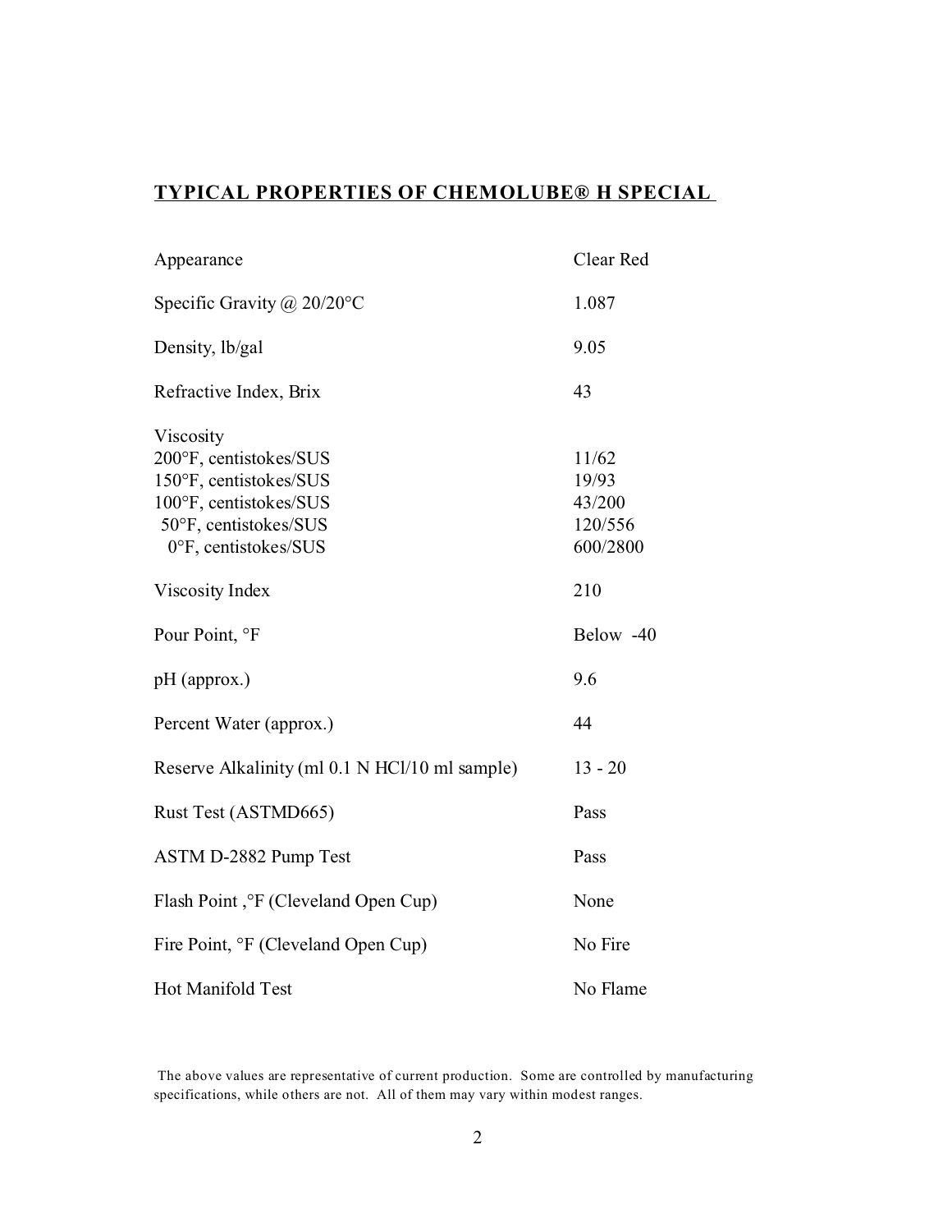## TYPICAL PROPERTIES OF CHEMOLUBE® H SPECIAL

| Property | Value |
|---|---|
| Appearance | Clear Red |
| Specific Gravity @ 20/20°C | 1.087 |
| Density, lb/gal | 9.05 |
| Refractive Index, Brix | 43 |
| Viscosity | |
| 200°F, centistokes/SUS | 11/62 |
| 150°F, centistokes/SUS | 19/93 |
| 100°F, centistokes/SUS | 43/200 |
| 50°F, centistokes/SUS | 120/556 |
| 0°F, centistokes/SUS | 600/2800 |
| Viscosity Index | 210 |
| Pour Point, °F | Below -40 |
| pH (approx.) | 9.6 |
| Percent Water (approx.) | 44 |
| Reserve Alkalinity (ml 0.1 N HCl/10 ml sample) | 13 - 20 |
| Rust Test (ASTMD665) | Pass |
| ASTM D-2882 Pump Test | Pass |
| Flash Point ,°F (Cleveland Open Cup) | None |
| Fire Point, °F (Cleveland Open Cup) | No Fire |
| Hot Manifold Test | No Flame |

The above values are representative of current production. Some are controlled by manufacturing specifications, while others are not. All of them may vary within modest ranges.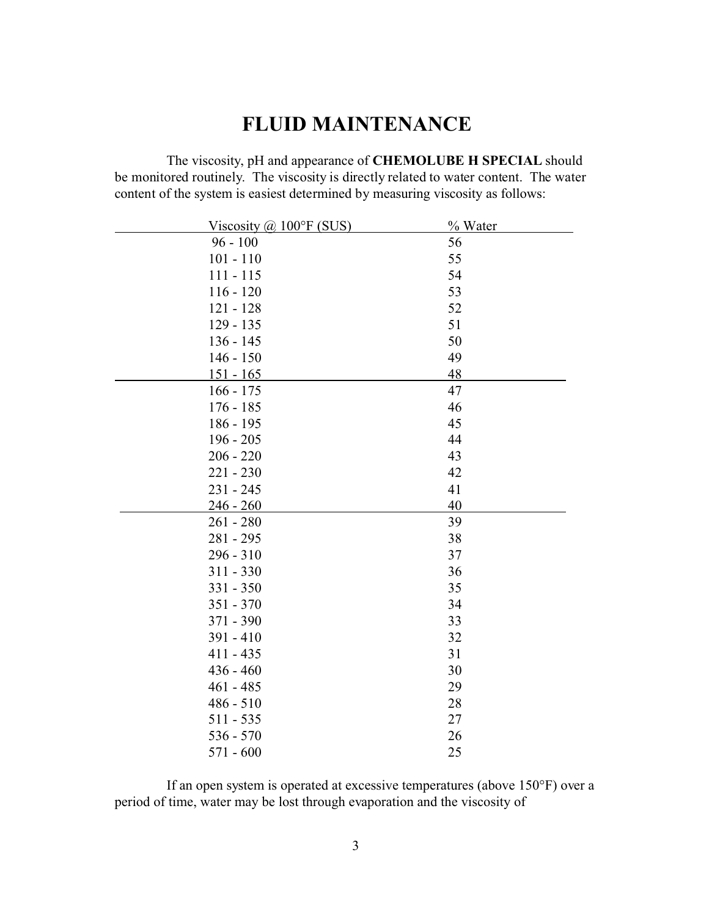# FLUID MAINTENANCE

The viscosity, pH and appearance of **CHEMOLUBE H SPECIAL** should be monitored routinely. The viscosity is directly related to water content. The water content of the system is easiest determined by measuring viscosity as follows:

| Viscosity @ 100°F (SUS) | % Water |
|---|---|
| 96 - 100 | 56 |
| 101 - 110 | 55 |
| 111 - 115 | 54 |
| 116 - 120 | 53 |
| 121 - 128 | 52 |
| 129 - 135 | 51 |
| 136 - 145 | 50 |
| 146 - 150 | 49 |
| 151 - 165 | 48 |
| 166 - 175 | 47 |
| 176 - 185 | 46 |
| 186 - 195 | 45 |
| 196 - 205 | 44 |
| 206 - 220 | 43 |
| 221 - 230 | 42 |
| 231 - 245 | 41 |
| 246 - 260 | 40 |
| 261 - 280 | 39 |
| 281 - 295 | 38 |
| 296 - 310 | 37 |
| 311 - 330 | 36 |
| 331 - 350 | 35 |
| 351 - 370 | 34 |
| 371 - 390 | 33 |
| 391 - 410 | 32 |
| 411 - 435 | 31 |
| 436 - 460 | 30 |
| 461 - 485 | 29 |
| 486 - 510 | 28 |
| 511 - 535 | 27 |
| 536 - 570 | 26 |
| 571 - 600 | 25 |

If an open system is operated at excessive temperatures (above 150°F) over a period of time, water may be lost through evaporation and the viscosity of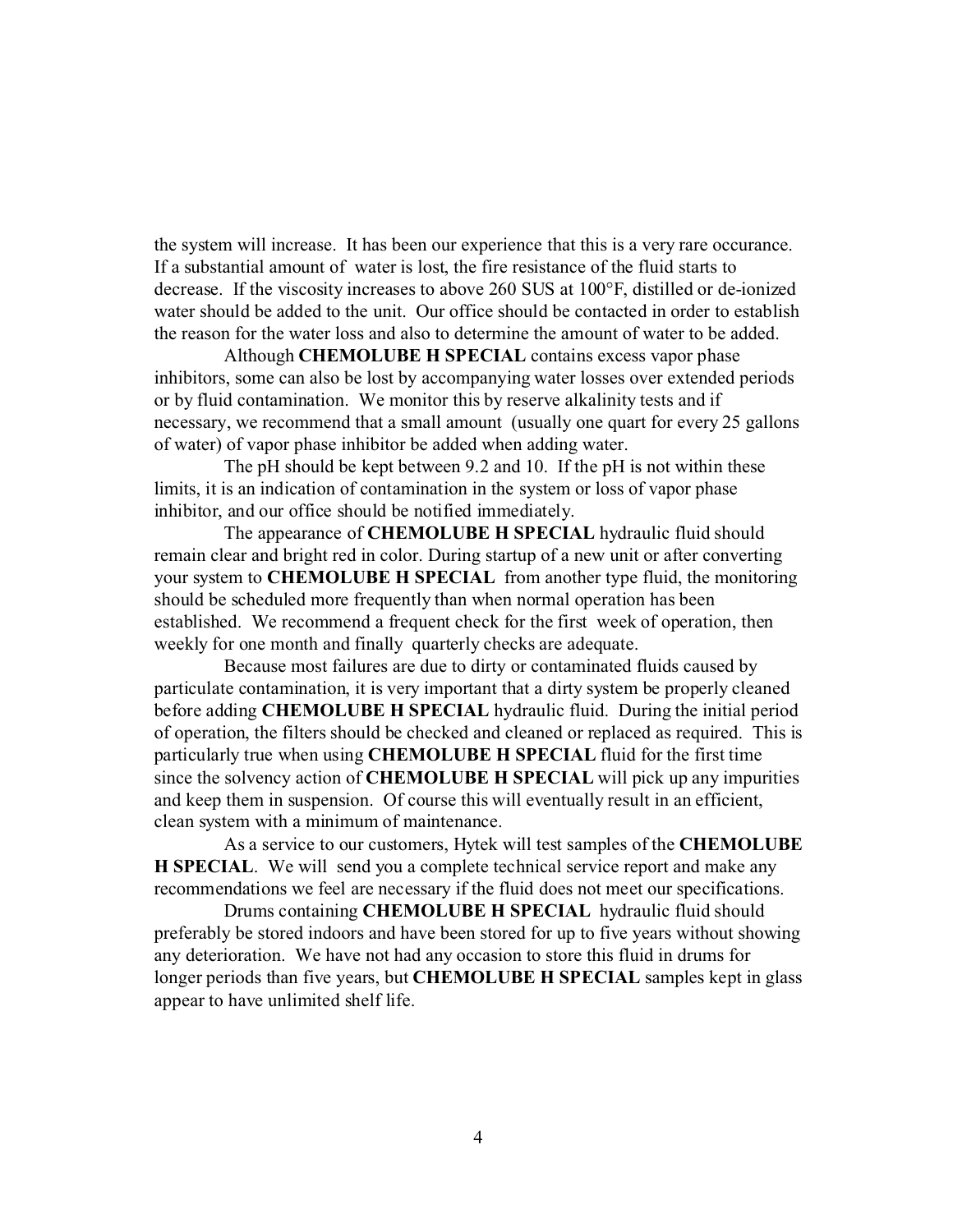the system will increase. It has been our experience that this is a very rare occurance. If a substantial amount of water is lost, the fire resistance of the fluid starts to decrease. If the viscosity increases to above 260 SUS at 100°F, distilled or de-ionized water should be added to the unit. Our office should be contacted in order to establish the reason for the water loss and also to determine the amount of water to be added.

Although **CHEMOLUBE H SPECIAL** contains excess vapor phase inhibitors, some can also be lost by accompanying water losses over extended periods or by fluid contamination. We monitor this by reserve alkalinity tests and if necessary, we recommend that a small amount (usually one quart for every 25 gallons of water) of vapor phase inhibitor be added when adding water.

The pH should be kept between 9.2 and 10. If the pH is not within these limits, it is an indication of contamination in the system or loss of vapor phase inhibitor, and our office should be notified immediately.

The appearance of **CHEMOLUBE H SPECIAL** hydraulic fluid should remain clear and bright red in color. During startup of a new unit or after converting your system to **CHEMOLUBE H SPECIAL** from another type fluid, the monitoring should be scheduled more frequently than when normal operation has been established. We recommend a frequent check for the first week of operation, then weekly for one month and finally quarterly checks are adequate.

Because most failures are due to dirty or contaminated fluids caused by particulate contamination, it is very important that a dirty system be properly cleaned before adding **CHEMOLUBE H SPECIAL** hydraulic fluid. During the initial period of operation, the filters should be checked and cleaned or replaced as required. This is particularly true when using **CHEMOLUBE H SPECIAL** fluid for the first time since the solvency action of **CHEMOLUBE H SPECIAL** will pick up any impurities and keep them in suspension. Of course this will eventually result in an efficient, clean system with a minimum of maintenance.

As a service to our customers, Hytek will test samples of the **CHEMOLUBE H SPECIAL**. We will send you a complete technical service report and make any recommendations we feel are necessary if the fluid does not meet our specifications.

Drums containing **CHEMOLUBE H SPECIAL** hydraulic fluid should preferably be stored indoors and have been stored for up to five years without showing any deterioration. We have not had any occasion to store this fluid in drums for longer periods than five years, but **CHEMOLUBE H SPECIAL** samples kept in glass appear to have unlimited shelf life.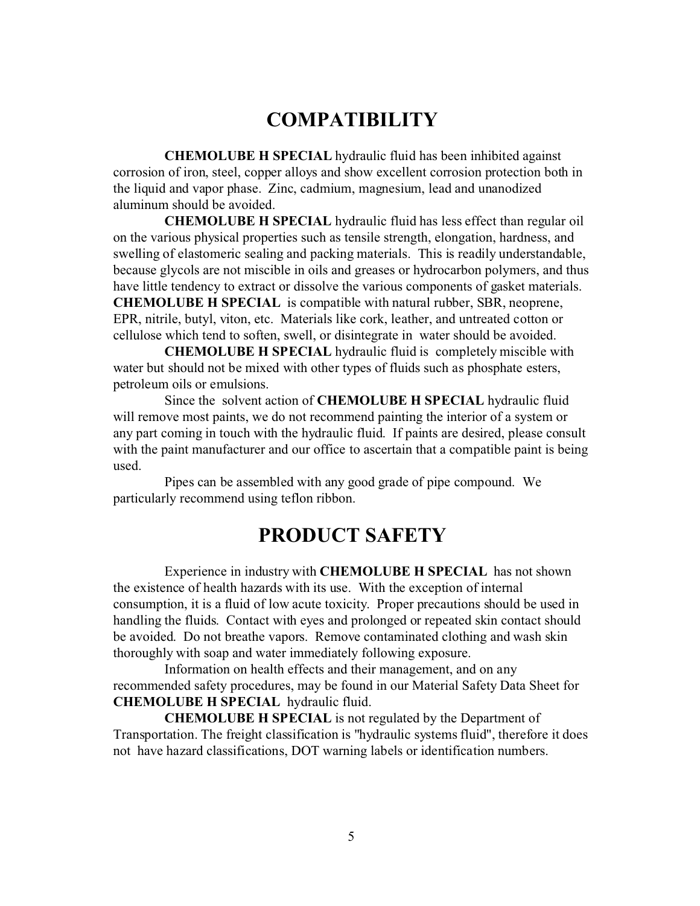# COMPATIBILITY

**CHEMOLUBE H SPECIAL** hydraulic fluid has been inhibited against corrosion of iron, steel, copper alloys and show excellent corrosion protection both in the liquid and vapor phase. Zinc, cadmium, magnesium, lead and unanodized aluminum should be avoided.

**CHEMOLUBE H SPECIAL** hydraulic fluid has less effect than regular oil on the various physical properties such as tensile strength, elongation, hardness, and swelling of elastomeric sealing and packing materials. This is readily understandable, because glycols are not miscible in oils and greases or hydrocarbon polymers, and thus have little tendency to extract or dissolve the various components of gasket materials. **CHEMOLUBE H SPECIAL** is compatible with natural rubber, SBR, neoprene, EPR, nitrile, butyl, viton, etc. Materials like cork, leather, and untreated cotton or cellulose which tend to soften, swell, or disintegrate in water should be avoided.

**CHEMOLUBE H SPECIAL** hydraulic fluid is completely miscible with water but should not be mixed with other types of fluids such as phosphate esters, petroleum oils or emulsions.

Since the solvent action of **CHEMOLUBE H SPECIAL** hydraulic fluid will remove most paints, we do not recommend painting the interior of a system or any part coming in touch with the hydraulic fluid. If paints are desired, please consult with the paint manufacturer and our office to ascertain that a compatible paint is being used.

Pipes can be assembled with any good grade of pipe compound. We particularly recommend using teflon ribbon.

# PRODUCT SAFETY

Experience in industry with **CHEMOLUBE H SPECIAL** has not shown the existence of health hazards with its use. With the exception of internal consumption, it is a fluid of low acute toxicity. Proper precautions should be used in handling the fluids. Contact with eyes and prolonged or repeated skin contact should be avoided. Do not breathe vapors. Remove contaminated clothing and wash skin thoroughly with soap and water immediately following exposure.

Information on health effects and their management, and on any recommended safety procedures, may be found in our Material Safety Data Sheet for **CHEMOLUBE H SPECIAL** hydraulic fluid.

**CHEMOLUBE H SPECIAL** is not regulated by the Department of Transportation. The freight classification is "hydraulic systems fluid", therefore it does not have hazard classifications, DOT warning labels or identification numbers.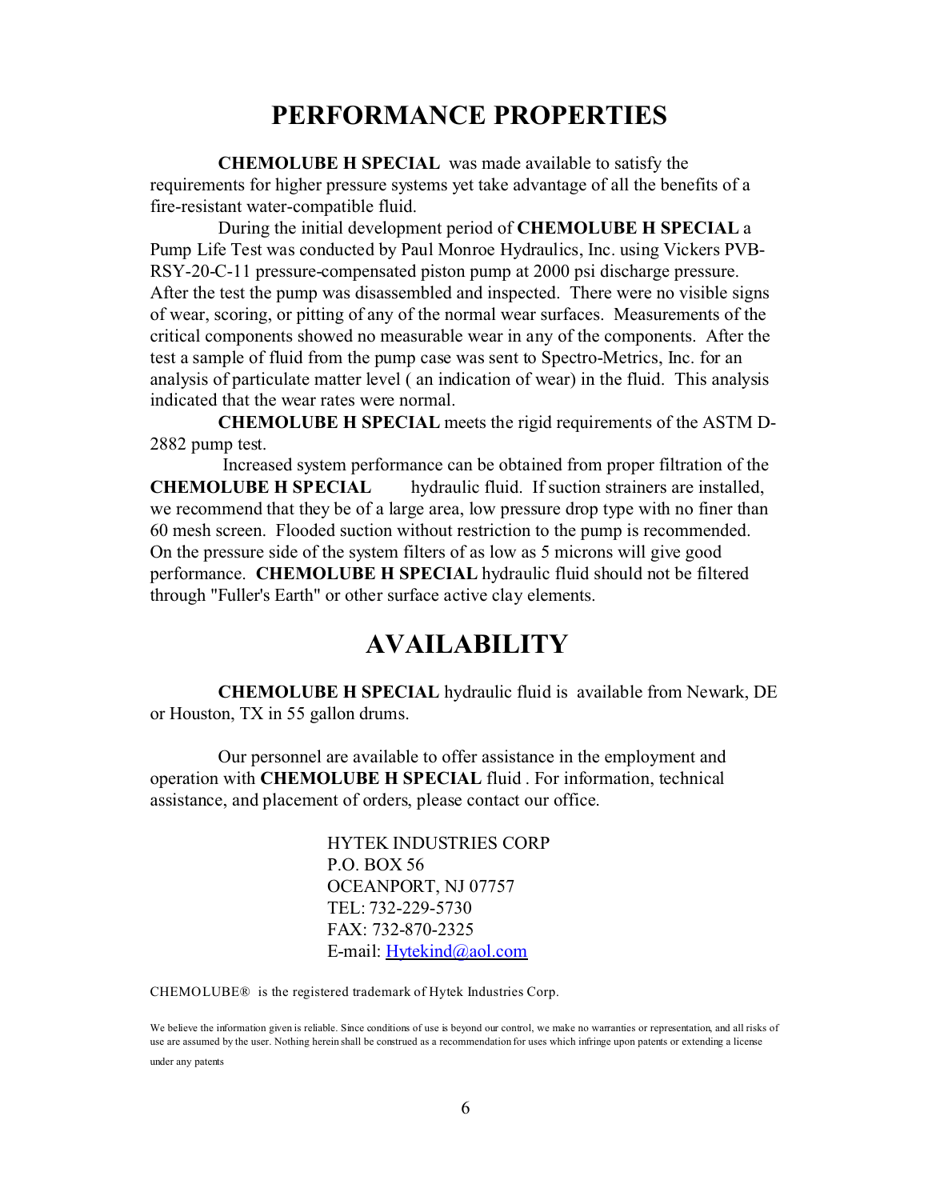# PERFORMANCE PROPERTIES

**CHEMOLUBE H SPECIAL** was made available to satisfy the requirements for higher pressure systems yet take advantage of all the benefits of a fire-resistant water-compatible fluid.

During the initial development period of **CHEMOLUBE H SPECIAL** a Pump Life Test was conducted by Paul Monroe Hydraulics, Inc. using Vickers PVB-RSY-20-C-11 pressure-compensated piston pump at 2000 psi discharge pressure. After the test the pump was disassembled and inspected. There were no visible signs of wear, scoring, or pitting of any of the normal wear surfaces. Measurements of the critical components showed no measurable wear in any of the components. After the test a sample of fluid from the pump case was sent to Spectro-Metrics, Inc. for an analysis of particulate matter level ( an indication of wear) in the fluid. This analysis indicated that the wear rates were normal.

**CHEMOLUBE H SPECIAL** meets the rigid requirements of the ASTM D-2882 pump test.

Increased system performance can be obtained from proper filtration of the **CHEMOLUBE H SPECIAL** hydraulic fluid. If suction strainers are installed, we recommend that they be of a large area, low pressure drop type with no finer than 60 mesh screen. Flooded suction without restriction to the pump is recommended. On the pressure side of the system filters of as low as 5 microns will give good performance. **CHEMOLUBE H SPECIAL** hydraulic fluid should not be filtered through "Fuller's Earth" or other surface active clay elements.

# AVAILABILITY

**CHEMOLUBE H SPECIAL** hydraulic fluid is available from Newark, DE or Houston, TX in 55 gallon drums.

Our personnel are available to offer assistance in the employment and operation with **CHEMOLUBE H SPECIAL** fluid . For information, technical assistance, and placement of orders, please contact our office.

HYTEK INDUSTRIES CORP
P.O. BOX 56
OCEANPORT, NJ 07757
TEL: 732-229-5730
FAX: 732-870-2325
E-mail: Hytekind@aol.com

CHEMOLUBE® is the registered trademark of Hytek Industries Corp.

We believe the information given is reliable. Since conditions of use is beyond our control, we make no warranties or representation, and all risks of use are assumed by the user. Nothing herein shall be construed as a recommendation for uses which infringe upon patents or extending a license under any patents